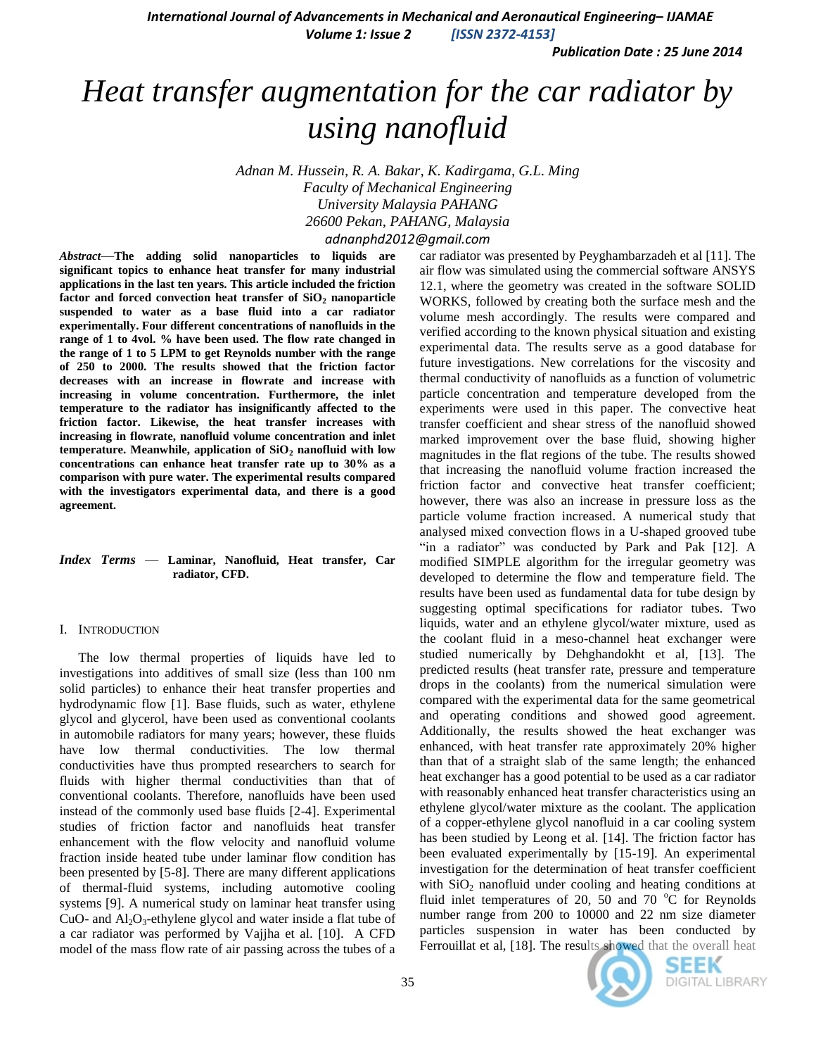# Heat transfer augmentation for the car radiator by using nanofluid

*Adnan M. Hussein, R. A. Bakar, K. Kadirgama, G.L. Ming*
*Faculty of Mechanical Engineering*
*University Malaysia PAHANG*
*26600 Pekan, PAHANG, Malaysia*
*adnanphd2012@gmail.com*

***Abstract*—The adding solid nanoparticles to liquids are significant topics to enhance heat transfer for many industrial applications in the last ten years. This article included the friction factor and forced convection heat transfer of $SiO_2$ nanoparticle suspended to water as a base fluid into a car radiator experimentally. Four different concentrations of nanofluids in the range of 1 to 4vol. % have been used. The flow rate changed in the range of 1 to 5 LPM to get Reynolds number with the range of 250 to 2000. The results showed that the friction factor decreases with an increase in flowrate and increase with increasing in volume concentration. Furthermore, the inlet temperature to the radiator has insignificantly affected to the friction factor. Likewise, the heat transfer increases with increasing in flowrate, nanofluid volume concentration and inlet temperature. Meanwhile, application of $SiO_2$ nanofluid with low concentrations can enhance heat transfer rate up to 30% as a comparison with pure water. The experimental results compared with the investigators experimental data, and there is a good agreement.**

***Index Terms*** — **Laminar, Nanofluid, Heat transfer, Car radiator, CFD.**

## I. Introduction

The low thermal properties of liquids have led to investigations into additives of small size (less than 100 nm solid particles) to enhance their heat transfer properties and hydrodynamic flow [1]. Base fluids, such as water, ethylene glycol and glycerol, have been used as conventional coolants in automobile radiators for many years; however, these fluids have low thermal conductivities. The low thermal conductivities have thus prompted researchers to search for fluids with higher thermal conductivities than that of conventional coolants. Therefore, nanofluids have been used instead of the commonly used base fluids [2-4]. Experimental studies of friction factor and nanofluids heat transfer enhancement with the flow velocity and nanofluid volume fraction inside heated tube under laminar flow condition has been presented by [5-8]. There are many different applications of thermal-fluid systems, including automotive cooling systems [9]. A numerical study on laminar heat transfer using CuO- and $Al_2O_3$-ethylene glycol and water inside a flat tube of a car radiator was performed by Vajjha et al. [10]. A CFD model of the mass flow rate of air passing across the tubes of a car radiator was presented by Peyghambarzadeh et al [11]. The air flow was simulated using the commercial software ANSYS 12.1, where the geometry was created in the software SOLID WORKS, followed by creating both the surface mesh and the volume mesh accordingly. The results were compared and verified according to the known physical situation and existing experimental data. The results serve as a good database for future investigations. New correlations for the viscosity and thermal conductivity of nanofluids as a function of volumetric particle concentration and temperature developed from the experiments were used in this paper. The convective heat transfer coefficient and shear stress of the nanofluid showed marked improvement over the base fluid, showing higher magnitudes in the flat regions of the tube. The results showed that increasing the nanofluid volume fraction increased the friction factor and convective heat transfer coefficient; however, there was also an increase in pressure loss as the particle volume fraction increased. A numerical study that analysed mixed convection flows in a U-shaped grooved tube "in a radiator" was conducted by Park and Pak [12]. A modified SIMPLE algorithm for the irregular geometry was developed to determine the flow and temperature field. The results have been used as fundamental data for tube design by suggesting optimal specifications for radiator tubes. Two liquids, water and an ethylene glycol/water mixture, used as the coolant fluid in a meso-channel heat exchanger were studied numerically by Dehghandokht et al, [13]. The predicted results (heat transfer rate, pressure and temperature drops in the coolants) from the numerical simulation were compared with the experimental data for the same geometrical and operating conditions and showed good agreement. Additionally, the results showed the heat exchanger was enhanced, with heat transfer rate approximately 20% higher than that of a straight slab of the same length; the enhanced heat exchanger has a good potential to be used as a car radiator with reasonably enhanced heat transfer characteristics using an ethylene glycol/water mixture as the coolant. The application of a copper-ethylene glycol nanofluid in a car cooling system has been studied by Leong et al. [14]. The friction factor has been evaluated experimentally by [15-19]. An experimental investigation for the determination of heat transfer coefficient with $SiO_2$ nanofluid under cooling and heating conditions at fluid inlet temperatures of 20, 50 and 70 °C for Reynolds number range from 200 to 10000 and 22 nm size diameter particles suspension in water has been conducted by Ferrouillat et al, [18]. The results showed that the overall heat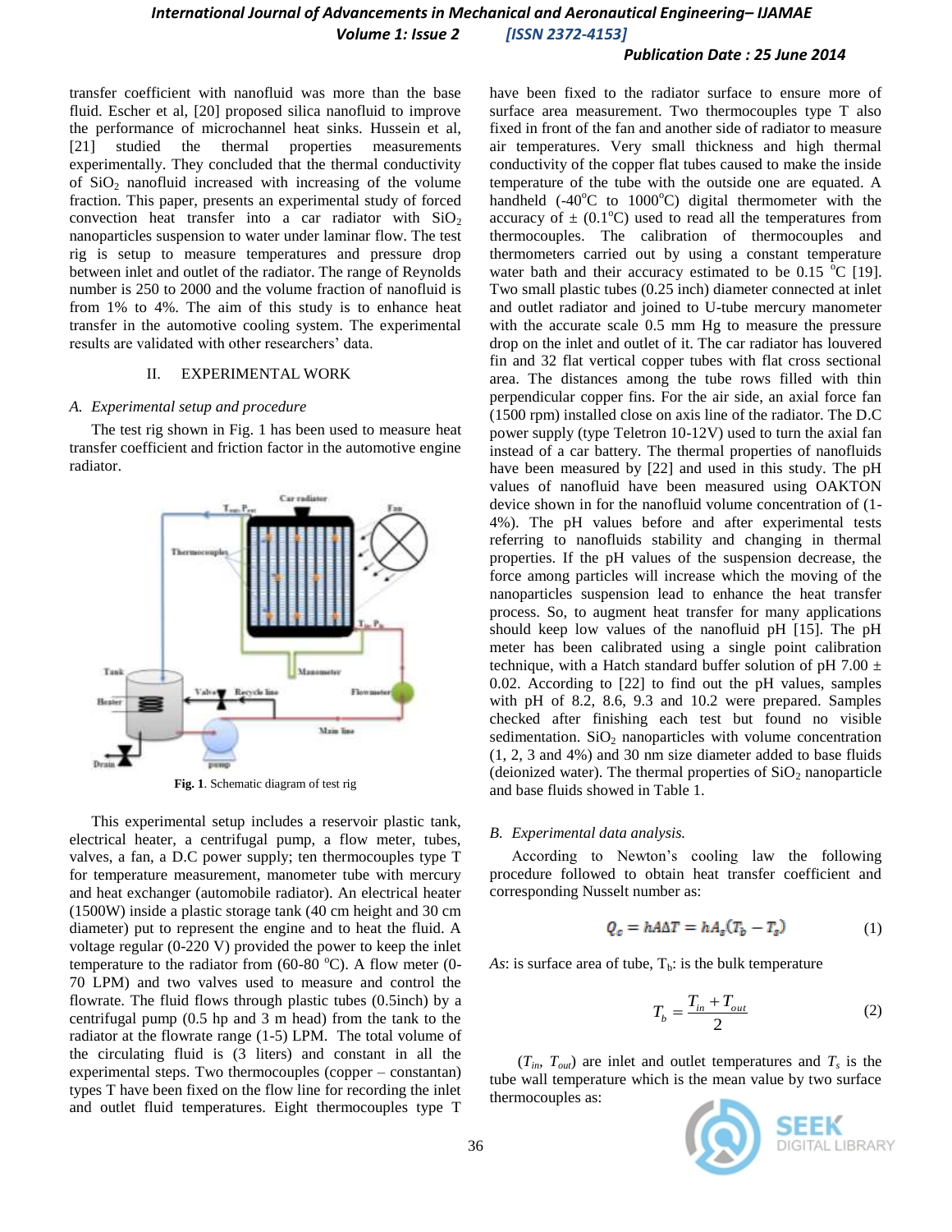transfer coefficient with nanofluid was more than the base fluid. Escher et al, [20] proposed silica nanofluid to improve the performance of microchannel heat sinks. Hussein et al, [21] studied the thermal properties measurements experimentally. They concluded that the thermal conductivity of $SiO_2$ nanofluid increased with increasing of the volume fraction. This paper, presents an experimental study of forced convection heat transfer into a car radiator with $SiO_2$ nanoparticles suspension to water under laminar flow. The test rig is setup to measure temperatures and pressure drop between inlet and outlet of the radiator. The range of Reynolds number is 250 to 2000 and the volume fraction of nanofluid is from 1% to 4%. The aim of this study is to enhance heat transfer in the automotive cooling system. The experimental results are validated with other researchers' data.

## II. EXPERIMENTAL WORK

### *A. Experimental setup and procedure*

The test rig shown in Fig. 1 has been used to measure heat transfer coefficient and friction factor in the automotive engine radiator.

**Fig. 1**. Schematic diagram of test rig

This experimental setup includes a reservoir plastic tank, electrical heater, a centrifugal pump, a flow meter, tubes, valves, a fan, a D.C power supply; ten thermocouples type T for temperature measurement, manometer tube with mercury and heat exchanger (automobile radiator). An electrical heater (1500W) inside a plastic storage tank (40 cm height and 30 cm diameter) put to represent the engine and to heat the fluid. A voltage regular (0-220 V) provided the power to keep the inlet temperature to the radiator from (60-80 $^{o}$C). A flow meter (0-70 LPM) and two valves used to measure and control the flowrate. The fluid flows through plastic tubes (0.5inch) by a centrifugal pump (0.5 hp and 3 m head) from the tank to the radiator at the flowrate range (1-5) LPM. The total volume of the circulating fluid is (3 liters) and constant in all the experimental steps. Two thermocouples (copper – constantan) types T have been fixed on the flow line for recording the inlet and outlet fluid temperatures. Eight thermocouples type T have been fixed to the radiator surface to ensure more of surface area measurement. Two thermocouples type T also fixed in front of the fan and another side of radiator to measure air temperatures. Very small thickness and high thermal conductivity of the copper flat tubes caused to make the inside temperature of the tube with the outside one are equated. A handheld (-40$^{o}$C to 1000$^{o}$C) digital thermometer with the accuracy of $\pm$ (0.1$^{o}$C) used to read all the temperatures from thermocouples. The calibration of thermocouples and thermometers carried out by using a constant temperature water bath and their accuracy estimated to be 0.15 $^{o}$C [19]. Two small plastic tubes (0.25 inch) diameter connected at inlet and outlet radiator and joined to U-tube mercury manometer with the accurate scale 0.5 mm Hg to measure the pressure drop on the inlet and outlet of it. The car radiator has louvered fin and 32 flat vertical copper tubes with flat cross sectional area. The distances among the tube rows filled with thin perpendicular copper fins. For the air side, an axial force fan (1500 rpm) installed close on axis line of the radiator. The D.C power supply (type Teletron 10-12V) used to turn the axial fan instead of a car battery. The thermal properties of nanofluids have been measured by [22] and used in this study. The pH values of nanofluid have been measured using OAKTON device shown in for the nanofluid volume concentration of (1-4%). The pH values before and after experimental tests referring to nanofluids stability and changing in thermal properties. If the pH values of the suspension decrease, the force among particles will increase which the moving of the nanoparticles suspension lead to enhance the heat transfer process. So, to augment heat transfer for many applications should keep low values of the nanofluid pH [15]. The pH meter has been calibrated using a single point calibration technique, with a Hatch standard buffer solution of pH 7.00 $\pm$ 0.02. According to [22] to find out the pH values, samples with pH of 8.2, 8.6, 9.3 and 10.2 were prepared. Samples checked after finishing each test but found no visible sedimentation. $SiO_2$ nanoparticles with volume concentration (1, 2, 3 and 4%) and 30 nm size diameter added to base fluids (deionized water). The thermal properties of $SiO_2$ nanoparticle and base fluids showed in Table 1.

### *B. Experimental data analysis.*

According to Newton's cooling law the following procedure followed to obtain heat transfer coefficient and corresponding Nusselt number as:

$$Q_c = hA\Delta T = hA_s(T_b - T_s) \tag{1}$$

*As*: is surface area of tube, $T_b$: is the bulk temperature

$$T_b = \frac{T_{in} + T_{out}}{2} \tag{2}$$

($T_{in}$, $T_{out}$) are inlet and outlet temperatures and $T_s$ is the tube wall temperature which is the mean value by two surface thermocouples as: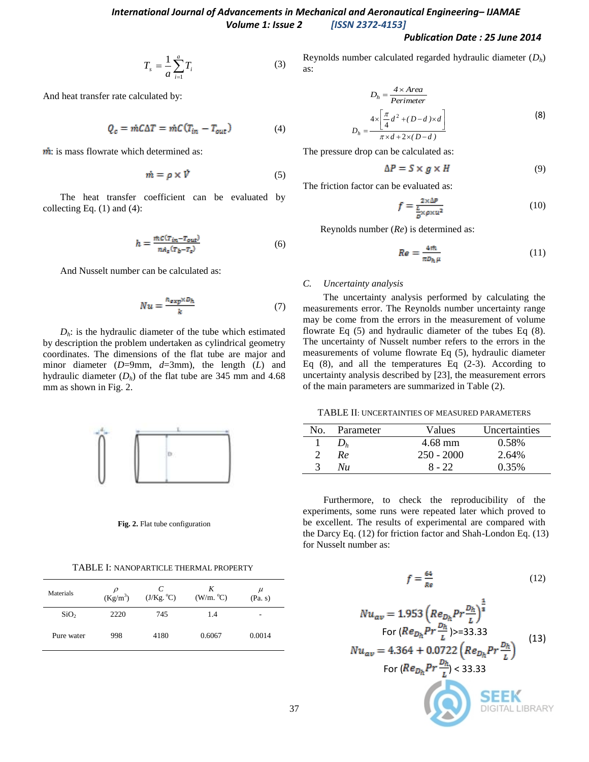$$T_s = \frac{1}{a}\sum_{i=1}^{a} T_i \quad (3)$$

And heat transfer rate calculated by:

$$Q_c = \dot{m}C\Delta T = \dot{m}C(T_{in} - T_{out}) \quad (4)$$

$\dot{m}$: is mass flowrate which determined as:

$$\dot{m} = \rho \times \dot{V} \quad (5)$$

The heat transfer coefficient can be evaluated by collecting Eq. (1) and (4):

$$h = \frac{\dot{m}C(T_{in} - T_{out})}{nA_s(T_b - T_s)} \quad (6)$$

And Nusselt number can be calculated as:

$$Nu = \frac{h_{exp} \times D_h}{k} \quad (7)$$

$D_h$: is the hydraulic diameter of the tube which estimated by description the problem undertaken as cylindrical geometry coordinates. The dimensions of the flat tube are major and minor diameter ($D$=9mm, $d$=3mm), the length ($L$) and hydraulic diameter ($D_h$) of the flat tube are 345 mm and 4.68 mm as shown in Fig. 2.

**Fig. 2.** Flat tube configuration

TABLE I: NANOPARTICLE THERMAL PROPERTY

| Materials | $\rho$ (Kg/m$^3$) | $C$ (J/Kg. °C) | $K$ (W/m. °C) | $\mu$ (Pa. s) |
|---|---|---|---|---|
| $SiO_2$ | 2220 | 745 | 1.4 | - |
| Pure water | 998 | 4180 | 0.6067 | 0.0014 |

Reynolds number calculated regarded hydraulic diameter ($D_h$) as:

$$D_h = \frac{4 \times Area}{Perimeter}$$

$$D_h = \frac{4 \times \left[\frac{\pi}{4}d^2 + (D-d)\times d\right]}{\pi \times d + 2\times(D-d)} \quad (8)$$

The pressure drop can be calculated as:

$$\Delta P = S \times g \times H \quad (9)$$

The friction factor can be evaluated as:

$$f = \frac{2 \times \Delta P}{\frac{L}{D} \times \rho \times u^2} \quad (10)$$

Reynolds number ($Re$) is determined as:

$$Re = \frac{4\dot{m}}{\pi D_h \mu} \quad (11)$$

### C. Uncertainty analysis

The uncertainty analysis performed by calculating the measurements error. The Reynolds number uncertainty range may be come from the errors in the measurement of volume flowrate Eq (5) and hydraulic diameter of the tubes Eq (8). The uncertainty of Nusselt number refers to the errors in the measurements of volume flowrate Eq (5), hydraulic diameter Eq (8), and all the temperatures Eq (2-3). According to uncertainty analysis described by [23], the measurement errors of the main parameters are summarized in Table (2).

TABLE II: UNCERTAINTIES OF MEASURED PARAMETERS

| No. | Parameter | Values | Uncertainties |
|---|---|---|---|
| 1 | $D_h$ | 4.68 mm | 0.58% |
| 2 | $Re$ | 250 - 2000 | 2.64% |
| 3 | $Nu$ | 8 - 22 | 0.35% |

Furthermore, to check the reproducibility of the experiments, some runs were repeated later which proved to be excellent. The results of experimental are compared with the Darcy Eq. (12) for friction factor and Shah-London Eq. (13) for Nusselt number as:

$$f = \frac{64}{Re} \quad (12)$$

$$Nu_{av} = 1.953\left(Re_{D_h} Pr \frac{D_h}{L}\right)^{\frac{1}{3}}$$

For $\left(Re_{D_h} Pr \frac{D_h}{L}\right)$>=33.33

$$Nu_{av} = 4.364 + 0.0722\left(Re_{D_h} Pr \frac{D_h}{L}\right) \quad (13)$$

For $\left(Re_{D_h} Pr \frac{D_h}{L}\right)$ < 33.33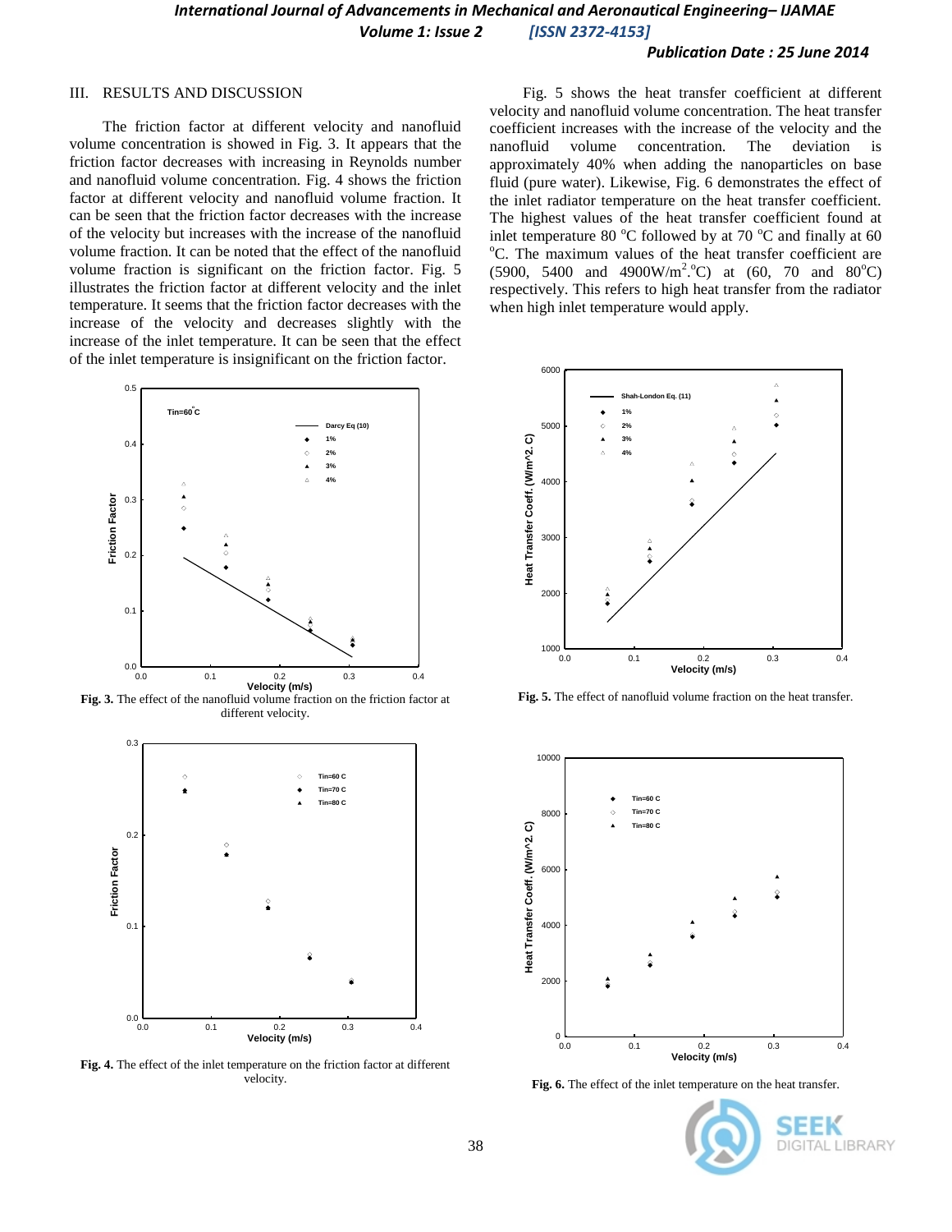## III. RESULTS AND DISCUSSION

The friction factor at different velocity and nanofluid volume concentration is showed in Fig. 3. It appears that the friction factor decreases with increasing in Reynolds number and nanofluid volume concentration. Fig. 4 shows the friction factor at different velocity and nanofluid volume fraction. It can be seen that the friction factor decreases with the increase of the velocity but increases with the increase of the nanofluid volume fraction. It can be noted that the effect of the nanofluid volume fraction is significant on the friction factor. Fig. 5 illustrates the friction factor at different velocity and the inlet temperature. It seems that the friction factor decreases with the increase of the velocity and decreases slightly with the increase of the inlet temperature. It can be seen that the effect of the inlet temperature is insignificant on the friction factor.

**Fig. 3.** The effect of the nanofluid volume fraction on the friction factor at different velocity.

**Fig. 4.** The effect of the inlet temperature on the friction factor at different velocity.

Fig. 5 shows the heat transfer coefficient at different velocity and nanofluid volume concentration. The heat transfer coefficient increases with the increase of the velocity and the nanofluid volume concentration. The deviation is approximately 40% when adding the nanoparticles on base fluid (pure water). Likewise, Fig. 6 demonstrates the effect of the inlet radiator temperature on the heat transfer coefficient. The highest values of the heat transfer coefficient found at inlet temperature 80 $^{o}$C followed by at 70 $^{o}$C and finally at 60 $^{o}$C. The maximum values of the heat transfer coefficient are (5900, 5400 and 4900W/m$^{2}$.$^{o}$C) at (60, 70 and 80$^{o}$C) respectively. This refers to high heat transfer from the radiator when high inlet temperature would apply.

**Fig. 5.** The effect of nanofluid volume fraction on the heat transfer.

**Fig. 6.** The effect of the inlet temperature on the heat transfer.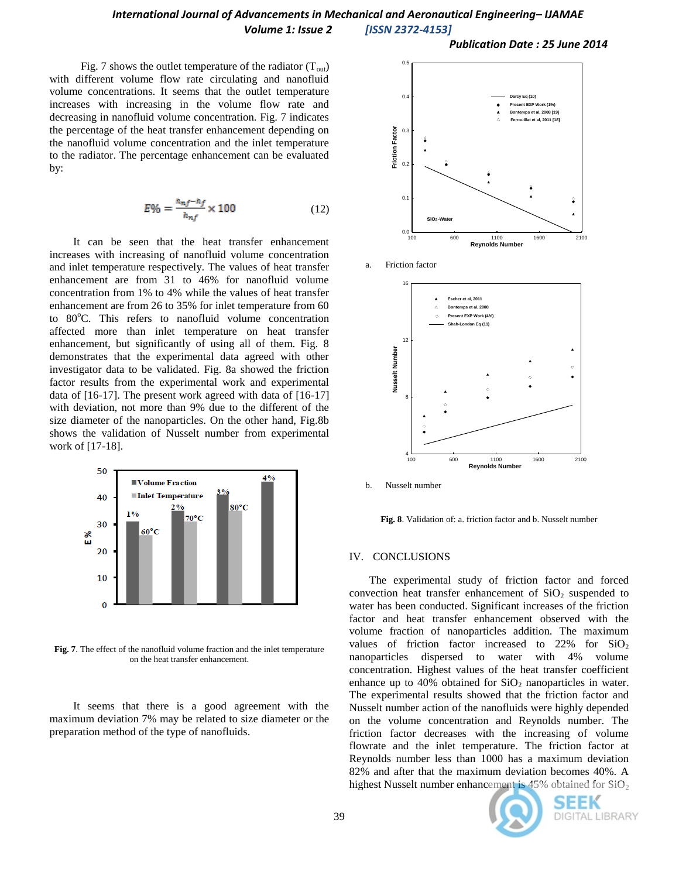Fig. 7 shows the outlet temperature of the radiator ($T_{out}$) with different volume flow rate circulating and nanofluid volume concentrations. It seems that the outlet temperature increases with increasing in the volume flow rate and decreasing in nanofluid volume concentration. Fig. 7 indicates the percentage of the heat transfer enhancement depending on the nanofluid volume concentration and the inlet temperature to the radiator. The percentage enhancement can be evaluated by:

$$E\% = \frac{h_{nf} - h_f}{h_{nf}} \times 100 \qquad (12)$$

It can be seen that the heat transfer enhancement increases with increasing of nanofluid volume concentration and inlet temperature respectively. The values of heat transfer enhancement are from 31 to 46% for nanofluid volume concentration from 1% to 4% while the values of heat transfer enhancement are from 26 to 35% for inlet temperature from 60 to 80°C. This refers to nanofluid volume concentration affected more than inlet temperature on heat transfer enhancement, but significantly of using all of them. Fig. 8 demonstrates that the experimental data agreed with other investigator data to be validated. Fig. 8a showed the friction factor results from the experimental work and experimental data of [16-17]. The present work agreed with data of [16-17] with deviation, not more than 9% due to the different of the size diameter of the nanoparticles. On the other hand, Fig.8b shows the validation of Nusselt number from experimental work of [17-18].

**Fig. 7**. The effect of the nanofluid volume fraction and the inlet temperature on the heat transfer enhancement.

It seems that there is a good agreement with the maximum deviation 7% may be related to size diameter or the preparation method of the type of nanofluids.

a. Friction factor

b. Nusselt number

**Fig. 8**. Validation of: a. friction factor and b. Nusselt number

## IV. CONCLUSIONS

The experimental study of friction factor and forced convection heat transfer enhancement of $SiO_2$ suspended to water has been conducted. Significant increases of the friction factor and heat transfer enhancement observed with the volume fraction of nanoparticles addition. The maximum values of friction factor increased to 22% for $SiO_2$ nanoparticles dispersed to water with 4% volume concentration. Highest values of the heat transfer coefficient enhance up to 40% obtained for $SiO_2$ nanoparticles in water. The experimental results showed that the friction factor and Nusselt number action of the nanofluids were highly depended on the volume concentration and Reynolds number. The friction factor decreases with the increasing of volume flowrate and the inlet temperature. The friction factor at Reynolds number less than 1000 has a maximum deviation 82% and after that the maximum deviation becomes 40%. A highest Nusselt number enhancement is 45% obtained for $SiO_2$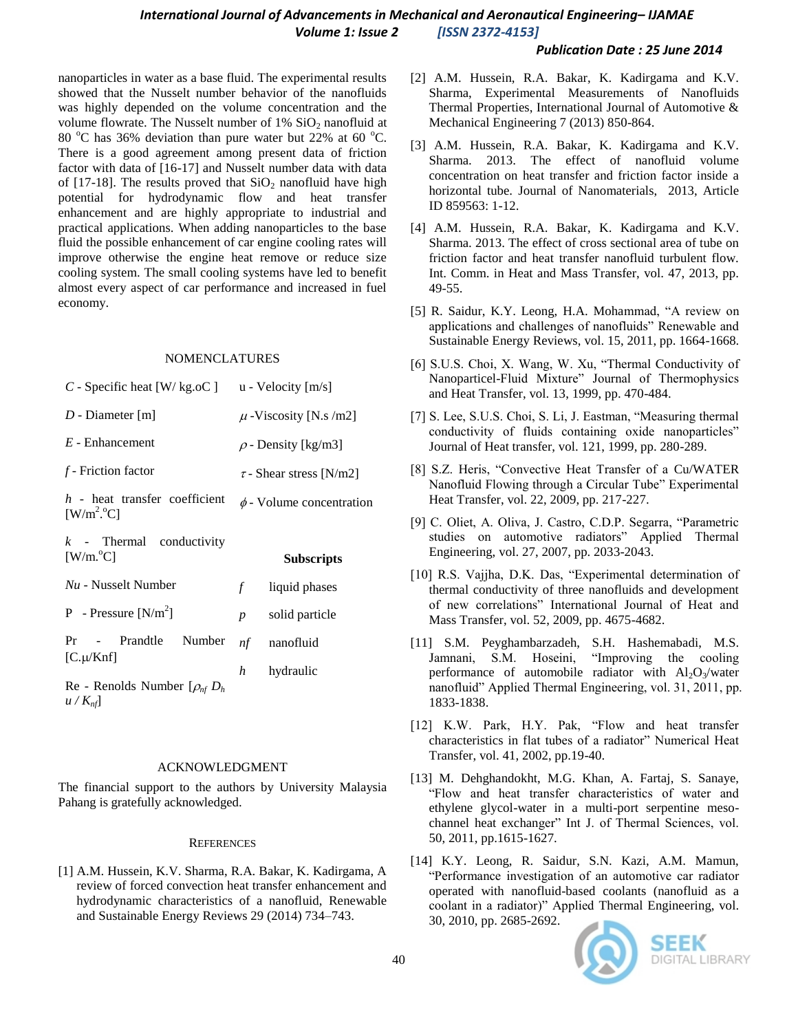nanoparticles in water as a base fluid. The experimental results showed that the Nusselt number behavior of the nanofluids was highly depended on the volume concentration and the volume flowrate. The Nusselt number of 1% $SiO_2$ nanofluid at 80 °C has 36% deviation than pure water but 22% at 60 °C. There is a good agreement among present data of friction factor with data of [16-17] and Nusselt number data with data of [17-18]. The results proved that $SiO_2$ nanofluid have high potential for hydrodynamic flow and heat transfer enhancement and are highly appropriate to industrial and practical applications. When adding nanoparticles to the base fluid the possible enhancement of car engine cooling rates will improve otherwise the engine heat remove or reduce size cooling system. The small cooling systems have led to benefit almost every aspect of car performance and increased in fuel economy.

## NOMENCLATURES

- $C$ - Specific heat [W/ kg.oC ]
- $D$ - Diameter [m]
- $E$ - Enhancement
- $f$ - Friction factor
- $h$ - heat transfer coefficient [W/m$^2$.°C]
- $k$ - Thermal conductivity [W/m.°C]
- $Nu$ - Nusselt Number
- P - Pressure [N/m$^2$]
- Pr - Prandtle Number [C.μ/Knf]
- Re - Renolds Number [$\rho_{nf}$ $D_h$ $u$ / $K_{nf}$]
- u - Velocity [m/s]
- $\mu$ -Viscosity [N.s /m2]
- $\rho$ - Density [kg/m3]
- $\tau$ - Shear stress [N/m2]
- $\phi$ - Volume concentration

**Subscripts**

- $f$ liquid phases
- $p$ solid particle
- $nf$ nanofluid
- $h$ hydraulic

## ACKNOWLEDGMENT

The financial support to the authors by University Malaysia Pahang is gratefully acknowledged.

## REFERENCES

[1] A.M. Hussein, K.V. Sharma, R.A. Bakar, K. Kadirgama, A review of forced convection heat transfer enhancement and hydrodynamic characteristics of a nanofluid, Renewable and Sustainable Energy Reviews 29 (2014) 734–743.

[2] A.M. Hussein, R.A. Bakar, K. Kadirgama and K.V. Sharma, Experimental Measurements of Nanofluids Thermal Properties, International Journal of Automotive & Mechanical Engineering 7 (2013) 850-864.

[3] A.M. Hussein, R.A. Bakar, K. Kadirgama and K.V. Sharma. 2013. The effect of nanofluid volume concentration on heat transfer and friction factor inside a horizontal tube. Journal of Nanomaterials, 2013, Article ID 859563: 1-12.

[4] A.M. Hussein, R.A. Bakar, K. Kadirgama and K.V. Sharma. 2013. The effect of cross sectional area of tube on friction factor and heat transfer nanofluid turbulent flow. Int. Comm. in Heat and Mass Transfer, vol. 47, 2013, pp. 49-55.

[5] R. Saidur, K.Y. Leong, H.A. Mohammad, "A review on applications and challenges of nanofluids" Renewable and Sustainable Energy Reviews, vol. 15, 2011, pp. 1664-1668.

[6] S.U.S. Choi, X. Wang, W. Xu, "Thermal Conductivity of Nanoparticel-Fluid Mixture" Journal of Thermophysics and Heat Transfer, vol. 13, 1999, pp. 470-484.

[7] S. Lee, S.U.S. Choi, S. Li, J. Eastman, "Measuring thermal conductivity of fluids containing oxide nanoparticles" Journal of Heat transfer, vol. 121, 1999, pp. 280-289.

[8] S.Z. Heris, "Convective Heat Transfer of a Cu/WATER Nanofluid Flowing through a Circular Tube" Experimental Heat Transfer, vol. 22, 2009, pp. 217-227.

[9] C. Oliet, A. Oliva, J. Castro, C.D.P. Segarra, "Parametric studies on automotive radiators" Applied Thermal Engineering, vol. 27, 2007, pp. 2033-2043.

[10] R.S. Vajjha, D.K. Das, "Experimental determination of thermal conductivity of three nanofluids and development of new correlations" International Journal of Heat and Mass Transfer, vol. 52, 2009, pp. 4675-4682.

[11] S.M. Peyghambarzadeh, S.H. Hashemabadi, M.S. Jamnani, S.M. Hoseini, "Improving the cooling performance of automobile radiator with $Al_2O_3$/water nanofluid" Applied Thermal Engineering, vol. 31, 2011, pp. 1833-1838.

[12] K.W. Park, H.Y. Pak, "Flow and heat transfer characteristics in flat tubes of a radiator" Numerical Heat Transfer, vol. 41, 2002, pp.19-40.

[13] M. Dehghandokht, M.G. Khan, A. Fartaj, S. Sanaye, "Flow and heat transfer characteristics of water and ethylene glycol-water in a multi-port serpentine meso-channel heat exchanger" Int J. of Thermal Sciences, vol. 50, 2011, pp.1615-1627.

[14] K.Y. Leong, R. Saidur, S.N. Kazi, A.M. Mamun, "Performance investigation of an automotive car radiator operated with nanofluid-based coolants (nanofluid as a coolant in a radiator)" Applied Thermal Engineering, vol. 30, 2010, pp. 2685-2692.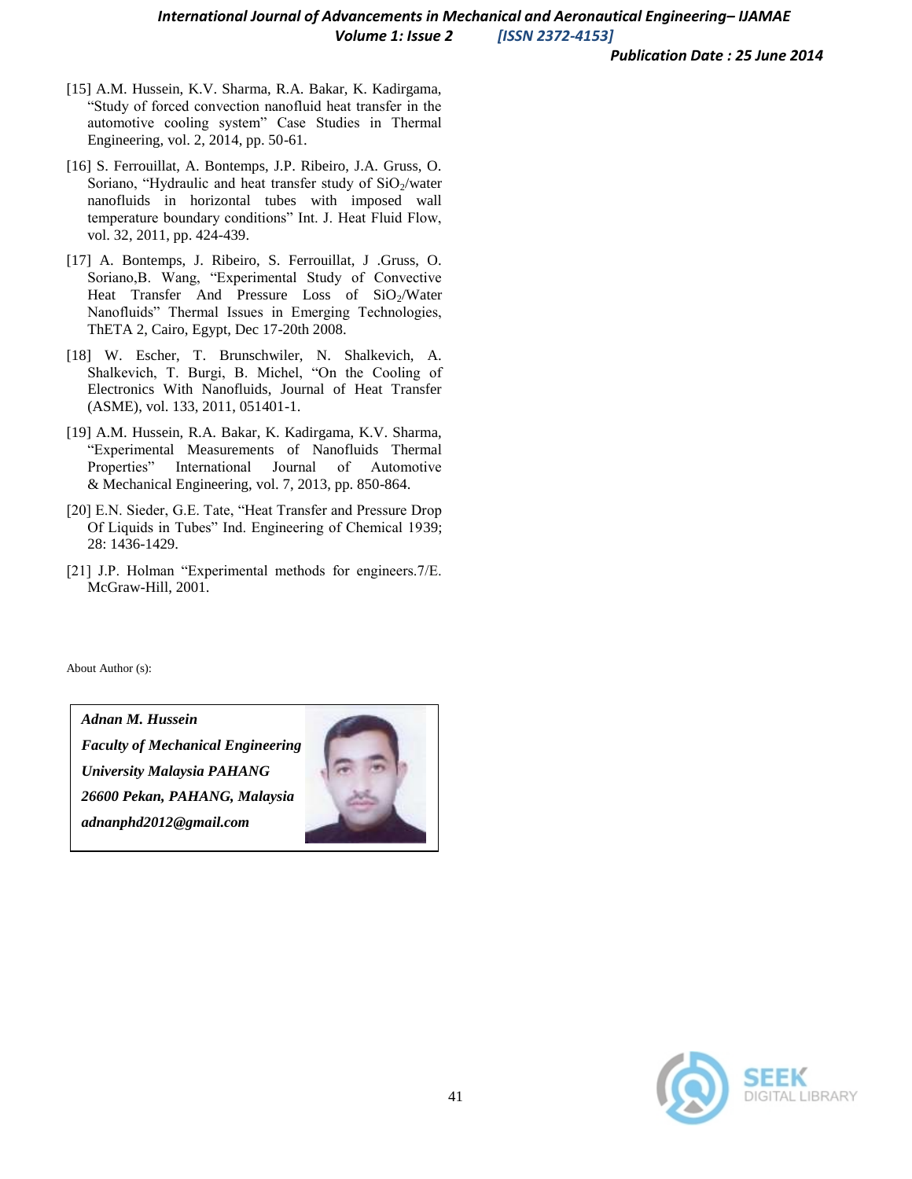[15] A.M. Hussein, K.V. Sharma, R.A. Bakar, K. Kadirgama, "Study of forced convection nanofluid heat transfer in the automotive cooling system" Case Studies in Thermal Engineering, vol. 2, 2014, pp. 50-61.

[16] S. Ferrouillat, A. Bontemps, J.P. Ribeiro, J.A. Gruss, O. Soriano, "Hydraulic and heat transfer study of $SiO_2$/water nanofluids in horizontal tubes with imposed wall temperature boundary conditions" Int. J. Heat Fluid Flow, vol. 32, 2011, pp. 424-439.

[17] A. Bontemps, J. Ribeiro, S. Ferrouillat, J .Gruss, O. Soriano,B. Wang, "Experimental Study of Convective Heat Transfer And Pressure Loss of $SiO_2$/Water Nanofluids" Thermal Issues in Emerging Technologies, ThETA 2, Cairo, Egypt, Dec 17-20th 2008.

[18] W. Escher, T. Brunschwiler, N. Shalkevich, A. Shalkevich, T. Burgi, B. Michel, "On the Cooling of Electronics With Nanofluids, Journal of Heat Transfer (ASME), vol. 133, 2011, 051401-1.

[19] A.M. Hussein, R.A. Bakar, K. Kadirgama, K.V. Sharma, "Experimental Measurements of Nanofluids Thermal Properties" International Journal of Automotive & Mechanical Engineering, vol. 7, 2013, pp. 850-864.

[20] E.N. Sieder, G.E. Tate, "Heat Transfer and Pressure Drop Of Liquids in Tubes" Ind. Engineering of Chemical 1939; 28: 1436-1429.

[21] J.P. Holman "Experimental methods for engineers.7/E. McGraw-Hill, 2001.

About Author (s):

***Adnan M. Hussein***

***Faculty of Mechanical Engineering***

***University Malaysia PAHANG***

***26600 Pekan, PAHANG, Malaysia***

***adnanphd2012@gmail.com***